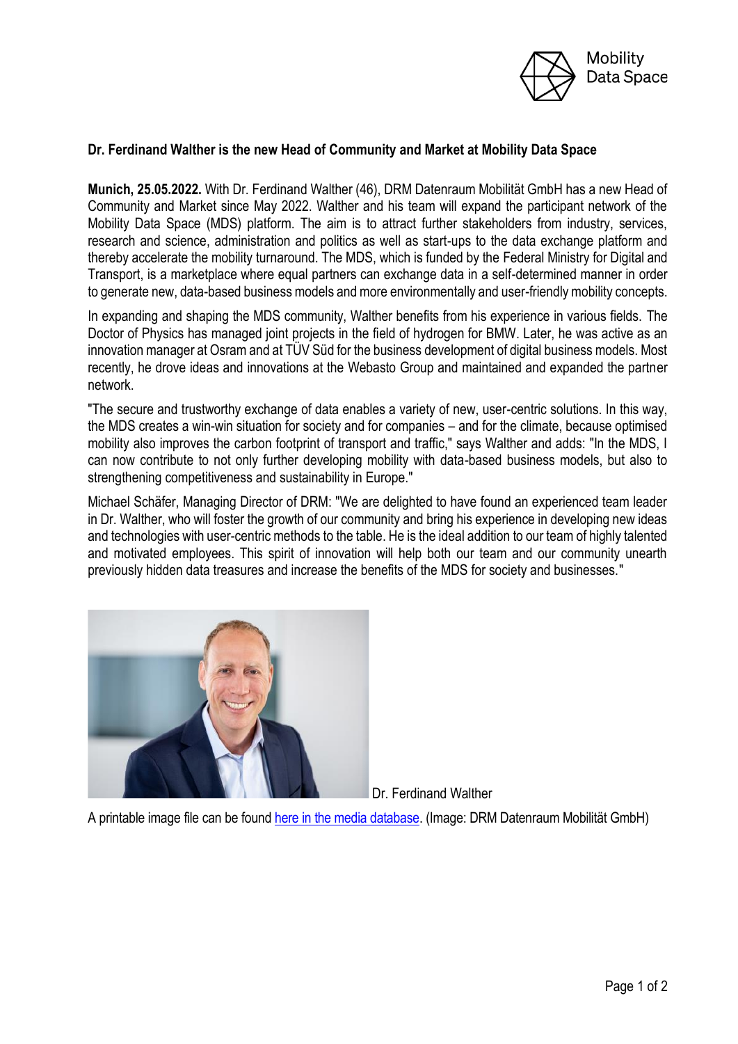## Dr. Ferdinand Walther is the new Head of Community and Market at Mobility Data Space

**Munich, 25.05.2022.** With Dr. Ferdinand Walther (46), DRM Datenraum Mobilität GmbH has a new Head of Community and Market since May 2022. Walther and his team will expand the participant network of the Mobility Data Space (MDS) platform. The aim is to attract further stakeholders from industry, services, research and science, administration and politics as well as start-ups to the data exchange platform and thereby accelerate the mobility turnaround. The MDS, which is funded by the Federal Ministry for Digital and Transport, is a marketplace where equal partners can exchange data in a self-determined manner in order to generate new, data-based business models and more environmentally and user-friendly mobility concepts.

In expanding and shaping the MDS community, Walther benefits from his experience in various fields. The Doctor of Physics has managed joint projects in the field of hydrogen for BMW. Later, he was active as an innovation manager at Osram and at TÜV Süd for the business development of digital business models. Most recently, he drove ideas and innovations at the Webasto Group and maintained and expanded the partner network.

"The secure and trustworthy exchange of data enables a variety of new, user-centric solutions. In this way, the MDS creates a win-win situation for society and for companies – and for the climate, because optimised mobility also improves the carbon footprint of transport and traffic," says Walther and adds: "In the MDS, I can now contribute to not only further developing mobility with data-based business models, but also to strengthening competitiveness and sustainability in Europe."

Michael Schäfer, Managing Director of DRM: "We are delighted to have found an experienced team leader in Dr. Walther, who will foster the growth of our community and bring his experience in developing new ideas and technologies with user-centric methods to the table. He is the ideal addition to our team of highly talented and motivated employees. This spirit of innovation will help both our team and our community unearth previously hidden data treasures and increase the benefits of the MDS for society and businesses."

Dr. Ferdinand Walther

A printable image file can be found here in the media database. (Image: DRM Datenraum Mobilität GmbH)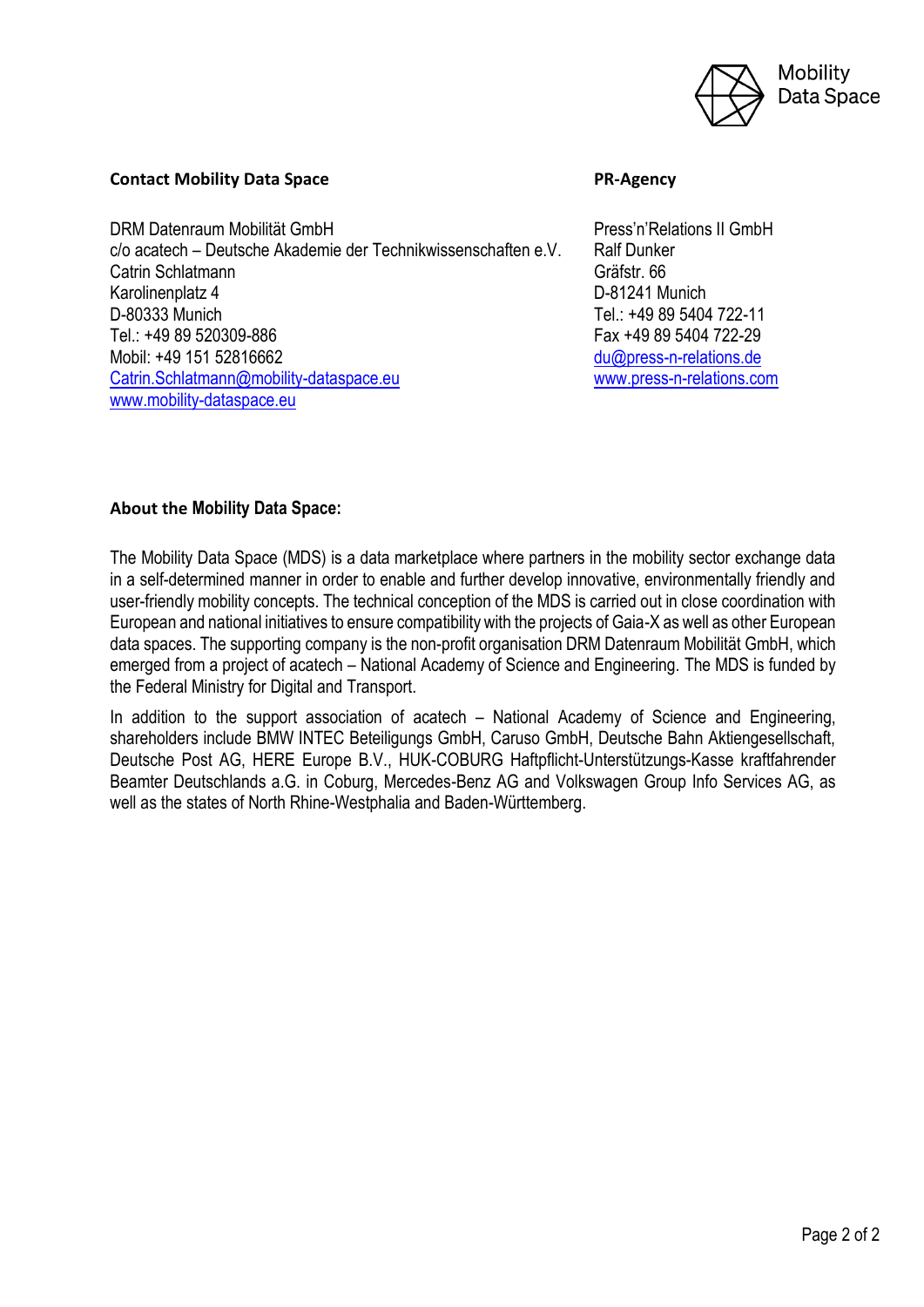**Contact Mobility Data Space**

DRM Datenraum Mobilität GmbH
c/o acatech – Deutsche Akademie der Technikwissenschaften e.V.
Catrin Schlatmann
Karolinenplatz 4
D-80333 Munich
Tel.: +49 89 520309-886
Mobil: +49 151 52816662
Catrin.Schlatmann@mobility-dataspace.eu
www.mobility-dataspace.eu

**PR-Agency**

Press'n'Relations II GmbH
Ralf Dunker
Gräfstr. 66
D-81241 Munich
Tel.: +49 89 5404 722-11
Fax +49 89 5404 722-29
du@press-n-relations.de
www.press-n-relations.com

**About the Mobility Data Space:**

The Mobility Data Space (MDS) is a data marketplace where partners in the mobility sector exchange data in a self-determined manner in order to enable and further develop innovative, environmentally friendly and user-friendly mobility concepts. The technical conception of the MDS is carried out in close coordination with European and national initiatives to ensure compatibility with the projects of Gaia-X as well as other European data spaces. The supporting company is the non-profit organisation DRM Datenraum Mobilität GmbH, which emerged from a project of acatech – National Academy of Science and Engineering. The MDS is funded by the Federal Ministry for Digital and Transport.

In addition to the support association of acatech – National Academy of Science and Engineering, shareholders include BMW INTEC Beteiligungs GmbH, Caruso GmbH, Deutsche Bahn Aktiengesellschaft, Deutsche Post AG, HERE Europe B.V., HUK-COBURG Haftpflicht-Unterstützungs-Kasse kraftfahrender Beamter Deutschlands a.G. in Coburg, Mercedes-Benz AG and Volkswagen Group Info Services AG, as well as the states of North Rhine-Westphalia and Baden-Württemberg.